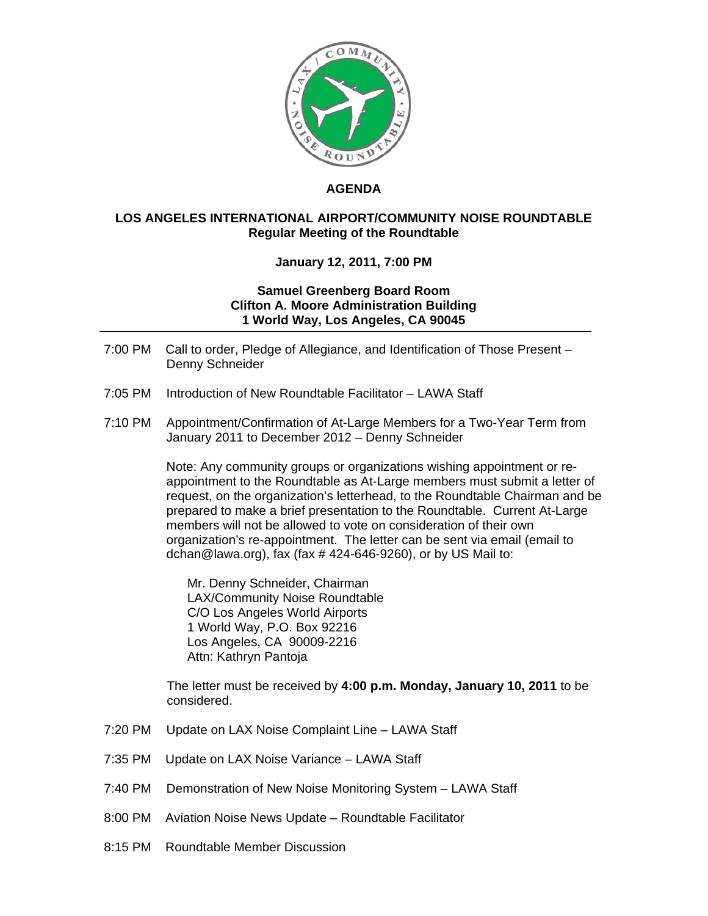# AGENDA

## LOS ANGELES INTERNATIONAL AIRPORT/COMMUNITY NOISE ROUNDTABLE

**Regular Meeting of the Roundtable**

**January 12, 2011, 7:00 PM**

**Samuel Greenberg Board Room**
**Clifton A. Moore Administration Building**
**1 World Way, Los Angeles, CA 90045**

---

7:00 PM Call to order, Pledge of Allegiance, and Identification of Those Present – Denny Schneider

7:05 PM Introduction of New Roundtable Facilitator – LAWA Staff

7:10 PM Appointment/Confirmation of At-Large Members for a Two-Year Term from January 2011 to December 2012 – Denny Schneider

Note: Any community groups or organizations wishing appointment or re-appointment to the Roundtable as At-Large members must submit a letter of request, on the organization's letterhead, to the Roundtable Chairman and be prepared to make a brief presentation to the Roundtable. Current At-Large members will not be allowed to vote on consideration of their own organization's re-appointment. The letter can be sent via email (email to dchan@lawa.org), fax (fax # 424-646-9260), or by US Mail to:

Mr. Denny Schneider, Chairman
LAX/Community Noise Roundtable
C/O Los Angeles World Airports
1 World Way, P.O. Box 92216
Los Angeles, CA 90009-2216
Attn: Kathryn Pantoja

The letter must be received by **4:00 p.m. Monday, January 10, 2011** to be considered.

7:20 PM Update on LAX Noise Complaint Line – LAWA Staff

7:35 PM Update on LAX Noise Variance – LAWA Staff

7:40 PM Demonstration of New Noise Monitoring System – LAWA Staff

8:00 PM Aviation Noise News Update – Roundtable Facilitator

8:15 PM Roundtable Member Discussion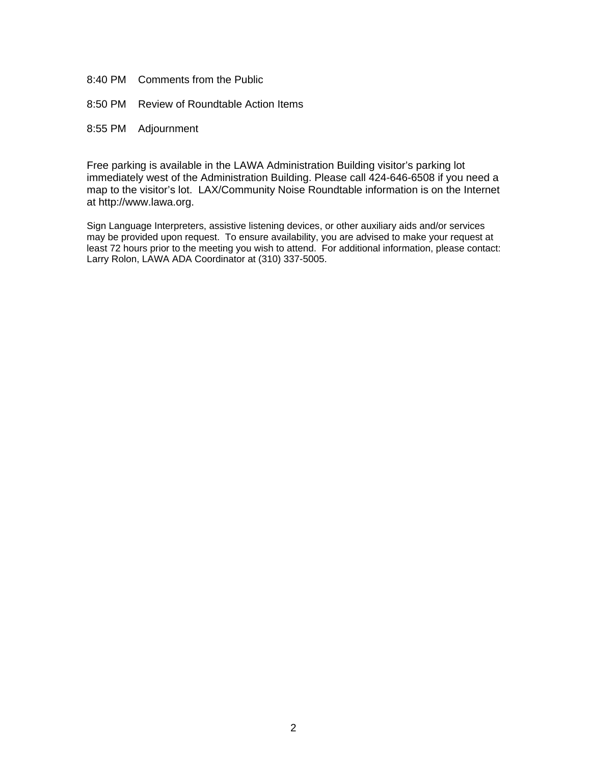8:40 PM Comments from the Public

8:50 PM Review of Roundtable Action Items

8:55 PM Adjournment

Free parking is available in the LAWA Administration Building visitor's parking lot immediately west of the Administration Building. Please call 424-646-6508 if you need a map to the visitor's lot. LAX/Community Noise Roundtable information is on the Internet at http://www.lawa.org.

Sign Language Interpreters, assistive listening devices, or other auxiliary aids and/or services may be provided upon request. To ensure availability, you are advised to make your request at least 72 hours prior to the meeting you wish to attend. For additional information, please contact: Larry Rolon, LAWA ADA Coordinator at (310) 337-5005.